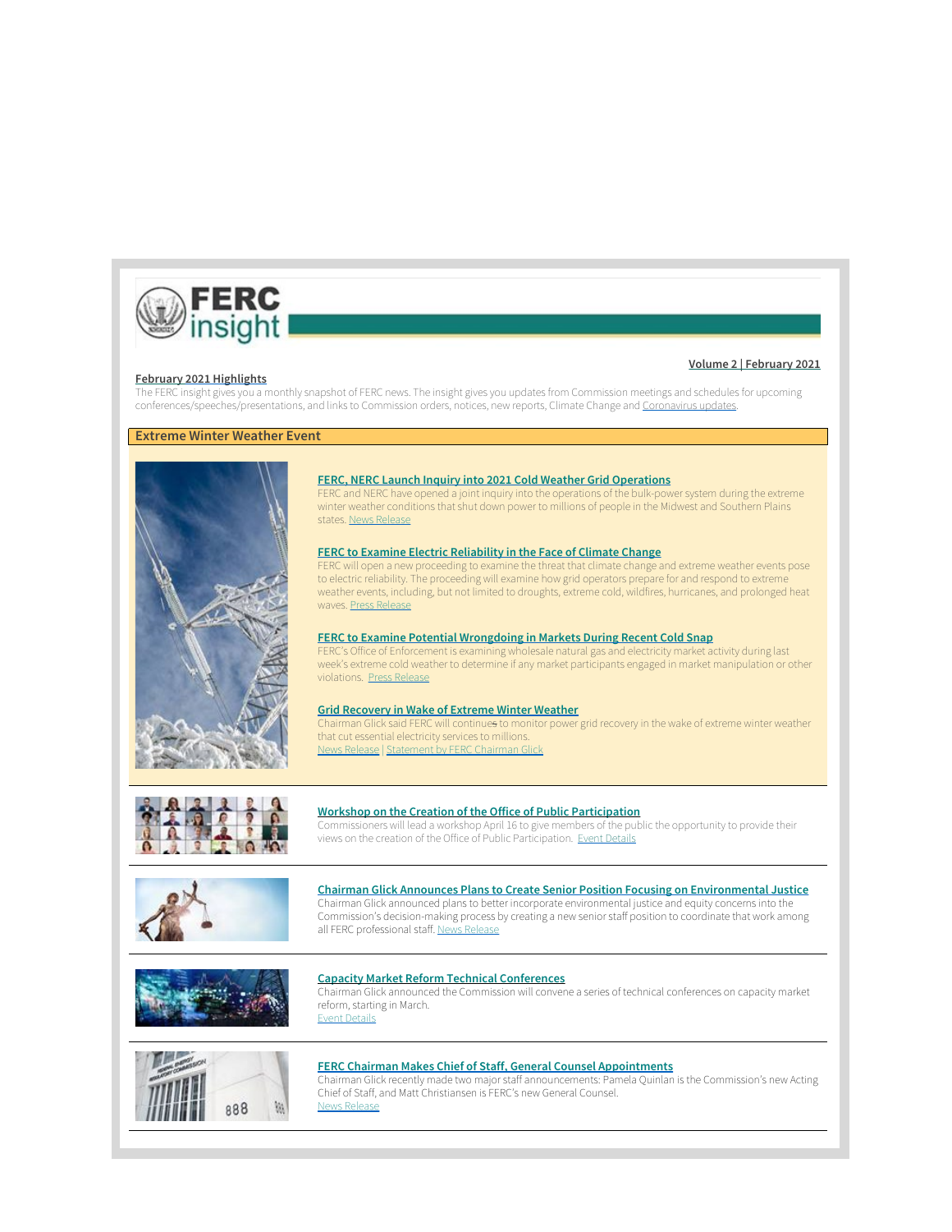# FERC insight

**Volume 2 | February 2021**

## February 2021 Highlights

The FERC insight gives you a monthly snapshot of FERC news. The insight gives you updates from Commission meetings and schedules for upcoming conferences/speeches/presentations, and links to Commission orders, notices, new reports, Climate Change and Coronavirus updates.

## Extreme Winter Weather Event

### FERC, NERC Launch Inquiry into 2021 Cold Weather Grid Operations

FERC and NERC have opened a joint inquiry into the operations of the bulk-power system during the extreme winter weather conditions that shut down power to millions of people in the Midwest and Southern Plains states. News Release

### FERC to Examine Electric Reliability in the Face of Climate Change

FERC will open a new proceeding to examine the threat that climate change and extreme weather events pose to electric reliability. The proceeding will examine how grid operators prepare for and respond to extreme weather events, including, but not limited to, droughts, extreme cold, wildfires, hurricanes, and prolonged heat waves. Press Release

### FERC to Examine Potential Wrongdoing in Markets During Recent Cold Snap

FERC's Office of Enforcement is examining wholesale natural gas and electricity market activity during last week's extreme cold weather to determine if any market participants engaged in market manipulation or other violations. Press Release

### Grid Recovery in Wake of Extreme Winter Weather

Chairman Glick said FERC will continues to monitor power grid recovery in the wake of extreme winter weather that cut essential electricity services to millions.
News Release | Statement by FERC Chairman Glick

### Workshop on the Creation of the Office of Public Participation

Commissioners will lead a workshop April 16 to give members of the public the opportunity to provide their views on the creation of the Office of Public Participation. Event Details

### Chairman Glick Announces Plans to Create Senior Position Focusing on Environmental Justice

Chairman Glick announced plans to better incorporate environmental justice and equity concerns into the Commission's decision-making process by creating a new senior staff position to coordinate that work among all FERC professional staff. News Release

### Capacity Market Reform Technical Conferences

Chairman Glick announced the Commission will convene a series of technical conferences on capacity market reform, starting in March.
Event Details

### FERC Chairman Makes Chief of Staff, General Counsel Appointments

Chairman Glick recently made two major staff announcements: Pamela Quinlan is the Commission's new Acting Chief of Staff, and Matt Christiansen is FERC's new General Counsel.
News Release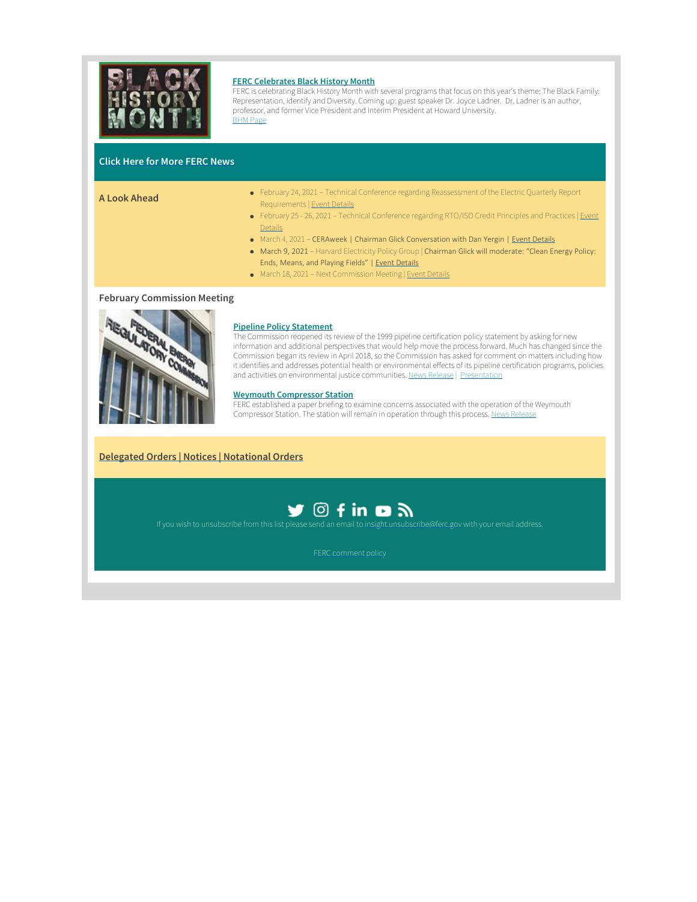**FERC Celebrates Black History Month**
FERC is celebrating Black History Month with several programs that focus on this year's theme: The Black Family: Representation, Identify and Diversity. Coming up: guest speaker Dr. Joyce Ladner. Dr. Ladner is an author, professor, and former Vice President and Interim President at Howard University.
BHM Page

**Click Here for More FERC News**

**A Look Ahead**

- February 24, 2021 – Technical Conference regarding Reassessment of the Electric Quarterly Report Requirements | Event Details
- February 25 - 26, 2021 – Technical Conference regarding RTO/ISO Credit Principles and Practices | Event Details
- March 4, 2021 – CERAweek | Chairman Glick Conversation with Dan Yergin | Event Details
- March 9, 2021 – Harvard Electricity Policy Group | Chairman Glick will moderate: "Clean Energy Policy: Ends, Means, and Playing Fields" | Event Details
- March 18, 2021 – Next Commission Meeting | Event Details

**February Commission Meeting**

**Pipeline Policy Statement**
The Commission reopened its review of the 1999 pipeline certification policy statement by asking for new information and additional perspectives that would help move the process forward. Much has changed since the Commission began its review in April 2018, so the Commission has asked for comment on matters including how it identifies and addresses potential health or environmental effects of its pipeline certification programs, policies and activities on environmental justice communities. News Release | Presentation

**Weymouth Compressor Station**
FERC established a paper briefing to examine concerns associated with the operation of the Weymouth Compressor Station. The station will remain in operation through this process. News Release

**Delegated Orders | Notices | Notational Orders**

If you wish to unsubscribe from this list please send an email to insight.unsubscribe@ferc.gov with your email address.

FERC comment policy